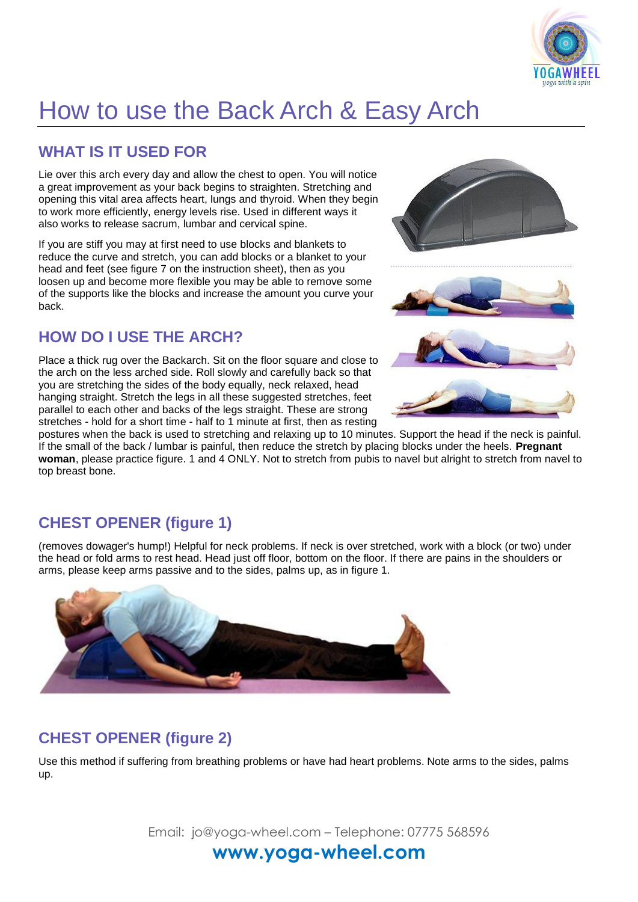# How to use the Back Arch & Easy Arch

## WHAT IS IT USED FOR

Lie over this arch every day and allow the chest to open. You will notice a great improvement as your back begins to straighten. Stretching and opening this vital area affects heart, lungs and thyroid. When they begin to work more efficiently, energy levels rise. Used in different ways it also works to release sacrum, lumbar and cervical spine.

If you are stiff you may at first need to use blocks and blankets to reduce the curve and stretch, you can add blocks or a blanket to your head and feet (see figure 7 on the instruction sheet), then as you loosen up and become more flexible you may be able to remove some of the supports like the blocks and increase the amount you curve your back.

## HOW DO I USE THE ARCH?

Place a thick rug over the Backarch. Sit on the floor square and close to the arch on the less arched side. Roll slowly and carefully back so that you are stretching the sides of the body equally, neck relaxed, head hanging straight. Stretch the legs in all these suggested stretches, feet parallel to each other and backs of the legs straight. These are strong stretches - hold for a short time - half to 1 minute at first, then as resting postures when the back is used to stretching and relaxing up to 10 minutes. Support the head if the neck is painful. If the small of the back / lumbar is painful, then reduce the stretch by placing blocks under the heels. **Pregnant woman**, please practice figure. 1 and 4 ONLY. Not to stretch from pubis to navel but alright to stretch from navel to top breast bone.

## CHEST OPENER (figure 1)

(removes dowager's hump!) Helpful for neck problems. If neck is over stretched, work with a block (or two) under the head or fold arms to rest head. Head just off floor, bottom on the floor. If there are pains in the shoulders or arms, please keep arms passive and to the sides, palms up, as in figure 1.

## CHEST OPENER (figure 2)

Use this method if suffering from breathing problems or have had heart problems. Note arms to the sides, palms up.

Email: jo@yoga-wheel.com – Telephone: 07775 568596

**www.yoga-wheel.com**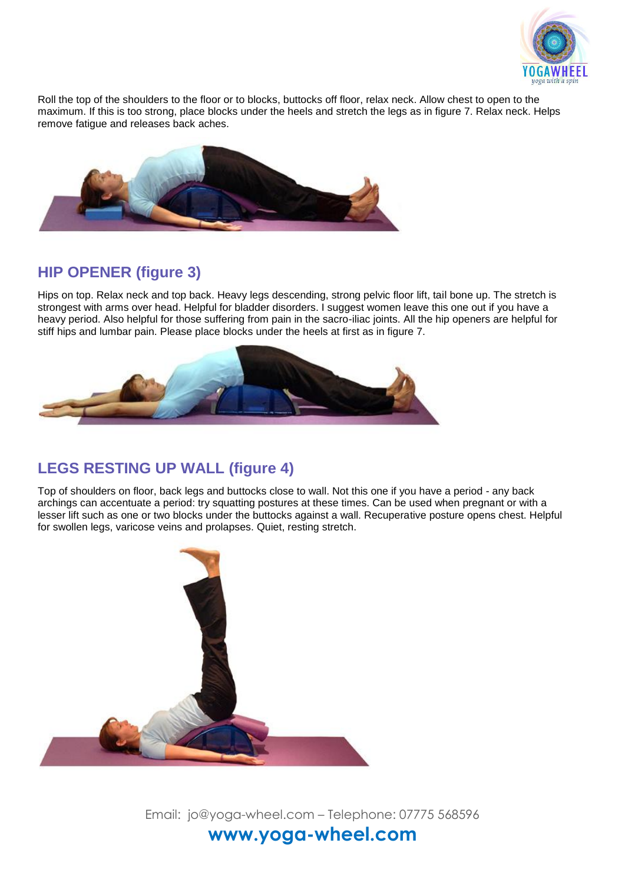Roll the top of the shoulders to the floor or to blocks, buttocks off floor, relax neck. Allow chest to open to the maximum. If this is too strong, place blocks under the heels and stretch the legs as in figure 7. Relax neck. Helps remove fatigue and releases back aches.

## HIP OPENER (figure 3)

Hips on top. Relax neck and top back. Heavy legs descending, strong pelvic floor lift, tail bone up. The stretch is strongest with arms over head. Helpful for bladder disorders. I suggest women leave this one out if you have a heavy period. Also helpful for those suffering from pain in the sacro-iliac joints. All the hip openers are helpful for stiff hips and lumbar pain. Please place blocks under the heels at first as in figure 7.

## LEGS RESTING UP WALL (figure 4)

Top of shoulders on floor, back legs and buttocks close to wall. Not this one if you have a period - any back archings can accentuate a period: try squatting postures at these times. Can be used when pregnant or with a lesser lift such as one or two blocks under the buttocks against a wall. Recuperative posture opens chest. Helpful for swollen legs, varicose veins and prolapses. Quiet, resting stretch.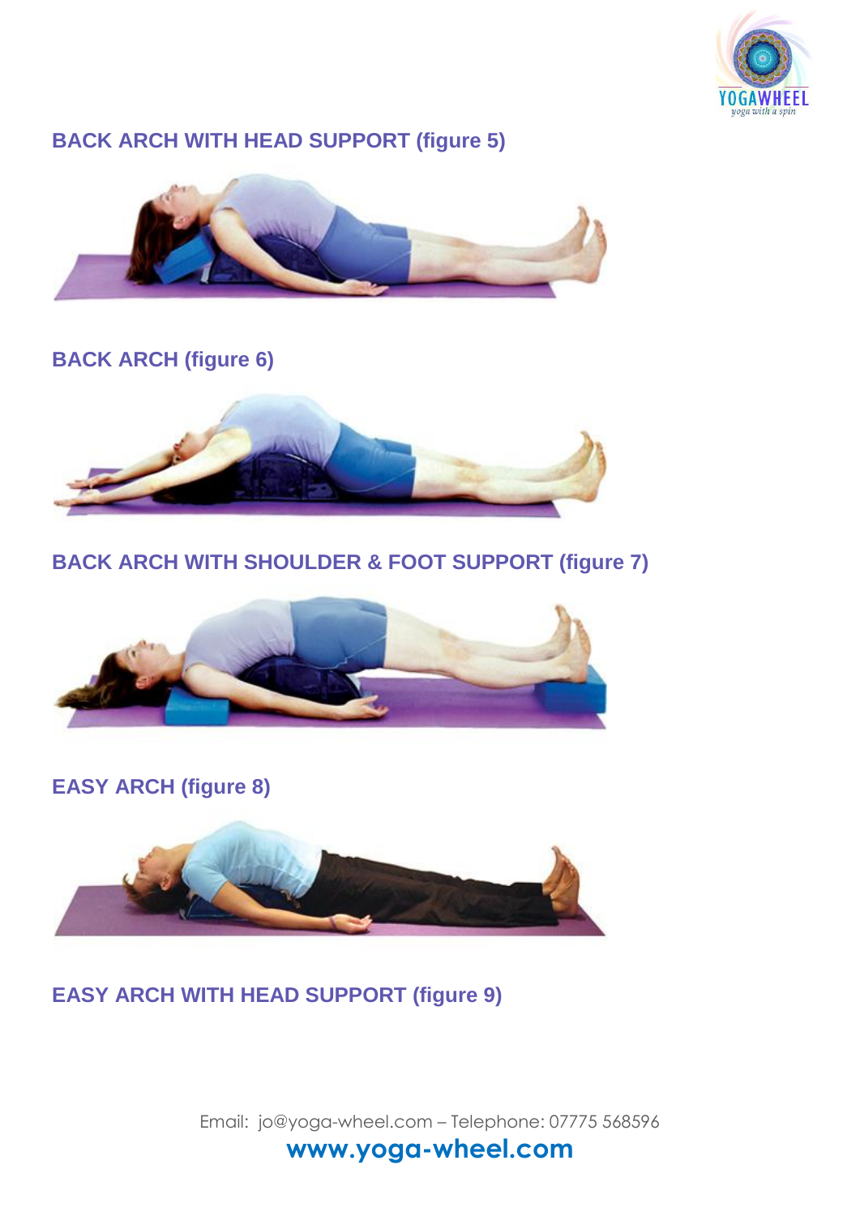## BACK ARCH WITH HEAD SUPPORT (figure 5)

## BACK ARCH (figure 6)

## BACK ARCH WITH SHOULDER & FOOT SUPPORT (figure 7)

## EASY ARCH (figure 8)

## EASY ARCH WITH HEAD SUPPORT (figure 9)

Email: jo@yoga-wheel.com – Telephone: 07775 568596

**www.yoga-wheel.com**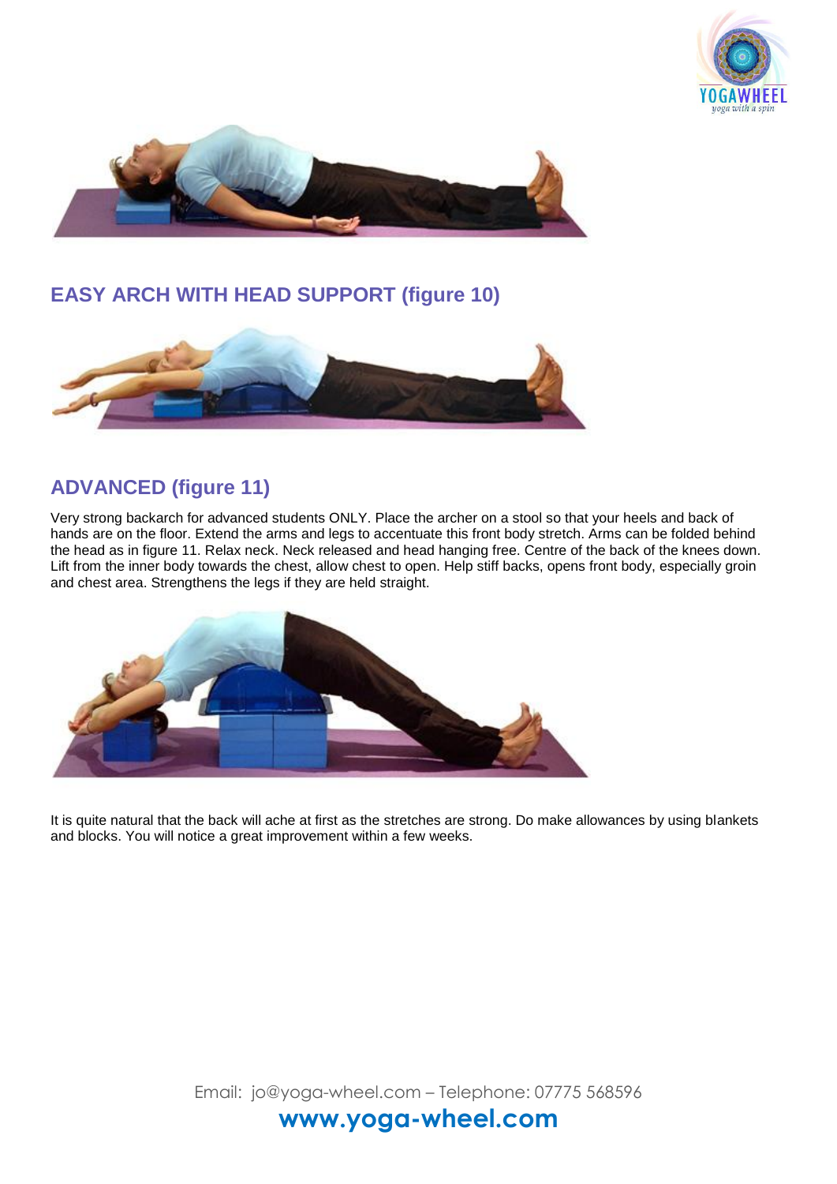## EASY ARCH WITH HEAD SUPPORT (figure 10)

## ADVANCED (figure 11)

Very strong backarch for advanced students ONLY. Place the archer on a stool so that your heels and back of hands are on the floor. Extend the arms and legs to accentuate this front body stretch. Arms can be folded behind the head as in figure 11. Relax neck. Neck released and head hanging free. Centre of the back of the knees down. Lift from the inner body towards the chest, allow chest to open. Help stiff backs, opens front body, especially groin and chest area. Strengthens the legs if they are held straight.

It is quite natural that the back will ache at first as the stretches are strong. Do make allowances by using blankets and blocks. You will notice a great improvement within a few weeks.